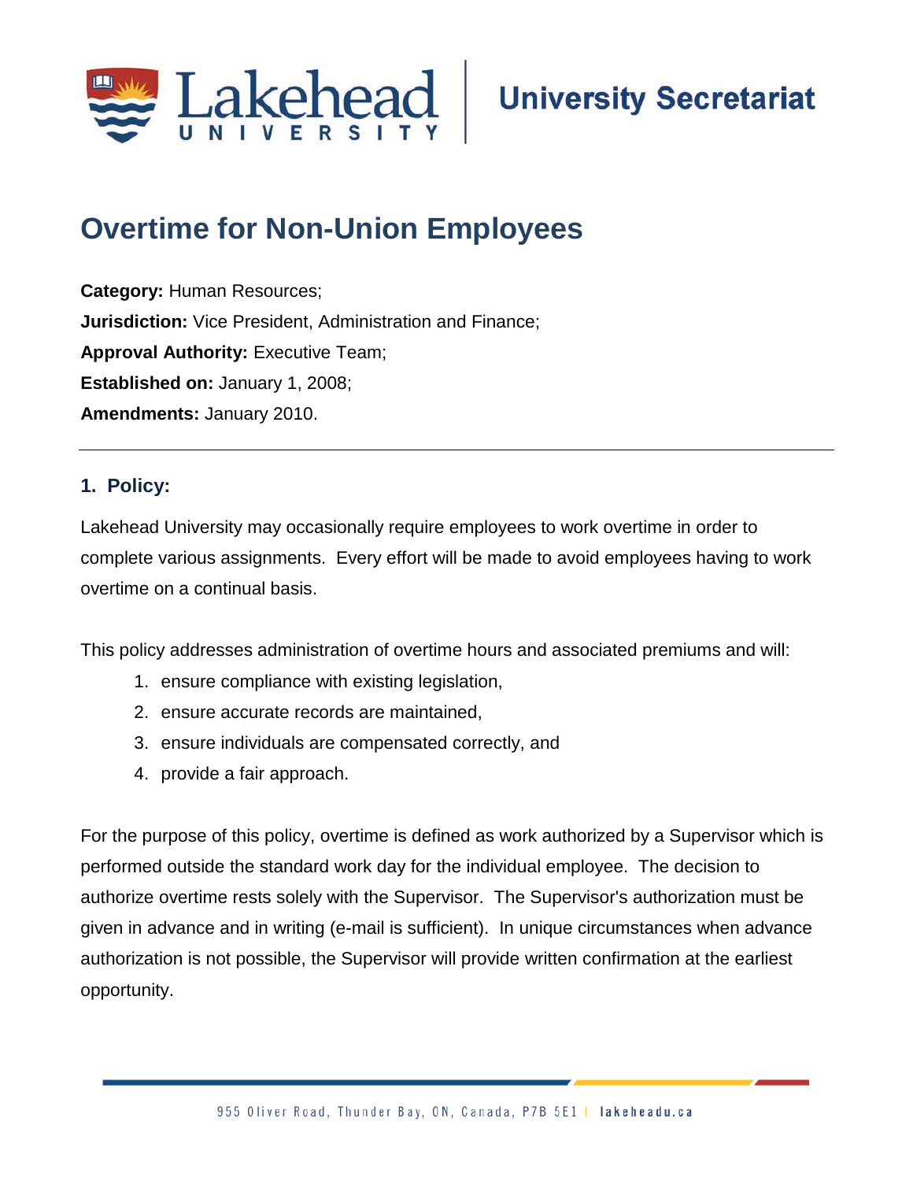Lakehead University | University Secretariat

# Overtime for Non-Union Employees

**Category:** Human Resources;
**Jurisdiction:** Vice President, Administration and Finance;
**Approval Authority:** Executive Team;
**Established on:** January 1, 2008;
**Amendments:** January 2010.

---

## 1. Policy:

Lakehead University may occasionally require employees to work overtime in order to complete various assignments. Every effort will be made to avoid employees having to work overtime on a continual basis.

This policy addresses administration of overtime hours and associated premiums and will:

1. ensure compliance with existing legislation,
2. ensure accurate records are maintained,
3. ensure individuals are compensated correctly, and
4. provide a fair approach.

For the purpose of this policy, overtime is defined as work authorized by a Supervisor which is performed outside the standard work day for the individual employee. The decision to authorize overtime rests solely with the Supervisor. The Supervisor's authorization must be given in advance and in writing (e-mail is sufficient). In unique circumstances when advance authorization is not possible, the Supervisor will provide written confirmation at the earliest opportunity.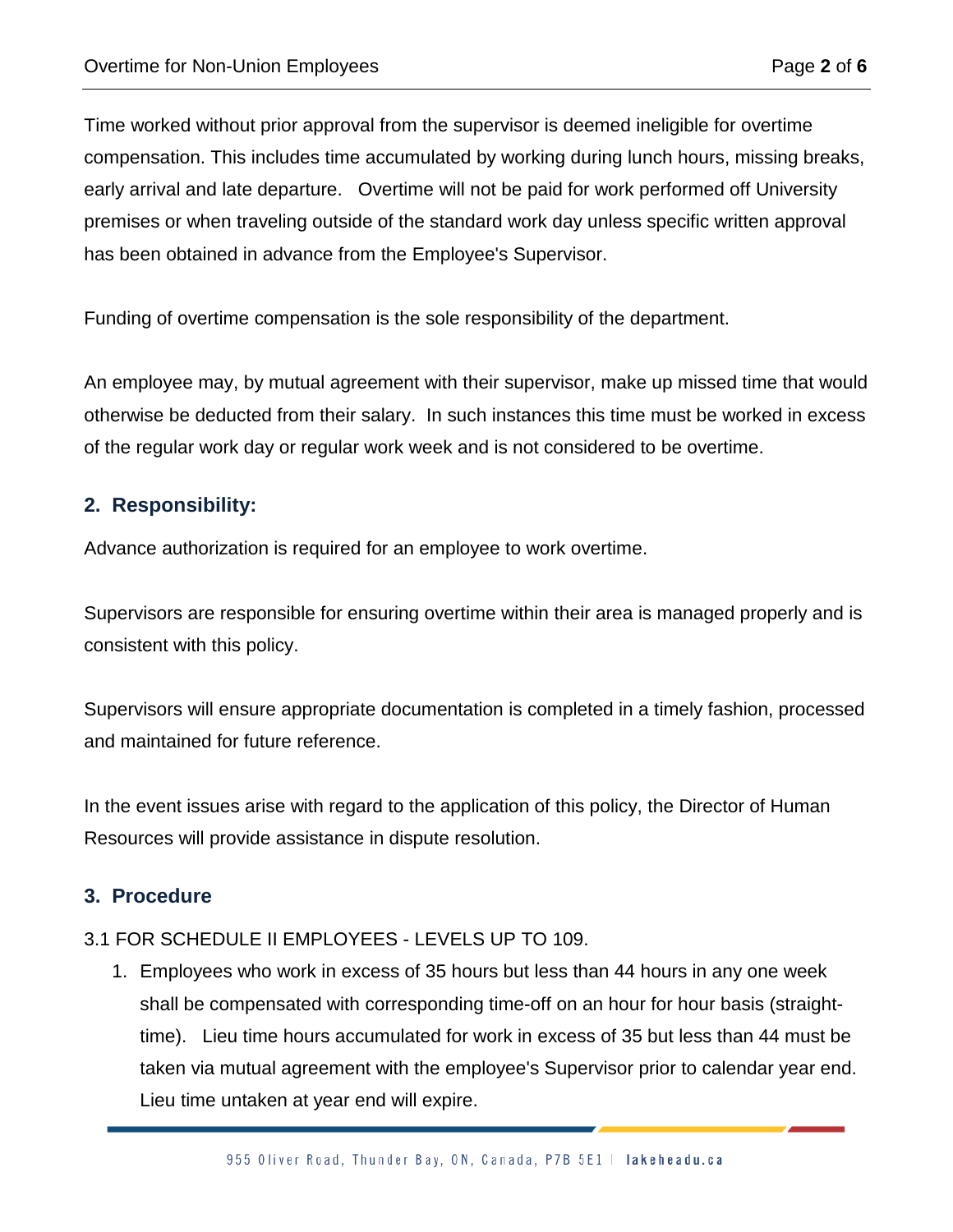Time worked without prior approval from the supervisor is deemed ineligible for overtime compensation. This includes time accumulated by working during lunch hours, missing breaks, early arrival and late departure. Overtime will not be paid for work performed off University premises or when traveling outside of the standard work day unless specific written approval has been obtained in advance from the Employee's Supervisor.

Funding of overtime compensation is the sole responsibility of the department.

An employee may, by mutual agreement with their supervisor, make up missed time that would otherwise be deducted from their salary. In such instances this time must be worked in excess of the regular work day or regular work week and is not considered to be overtime.

## 2. Responsibility:

Advance authorization is required for an employee to work overtime.

Supervisors are responsible for ensuring overtime within their area is managed properly and is consistent with this policy.

Supervisors will ensure appropriate documentation is completed in a timely fashion, processed and maintained for future reference.

In the event issues arise with regard to the application of this policy, the Director of Human Resources will provide assistance in dispute resolution.

## 3. Procedure

3.1 FOR SCHEDULE II EMPLOYEES - LEVELS UP TO 109.

1. Employees who work in excess of 35 hours but less than 44 hours in any one week shall be compensated with corresponding time-off on an hour for hour basis (straight-time). Lieu time hours accumulated for work in excess of 35 but less than 44 must be taken via mutual agreement with the employee's Supervisor prior to calendar year end. Lieu time untaken at year end will expire.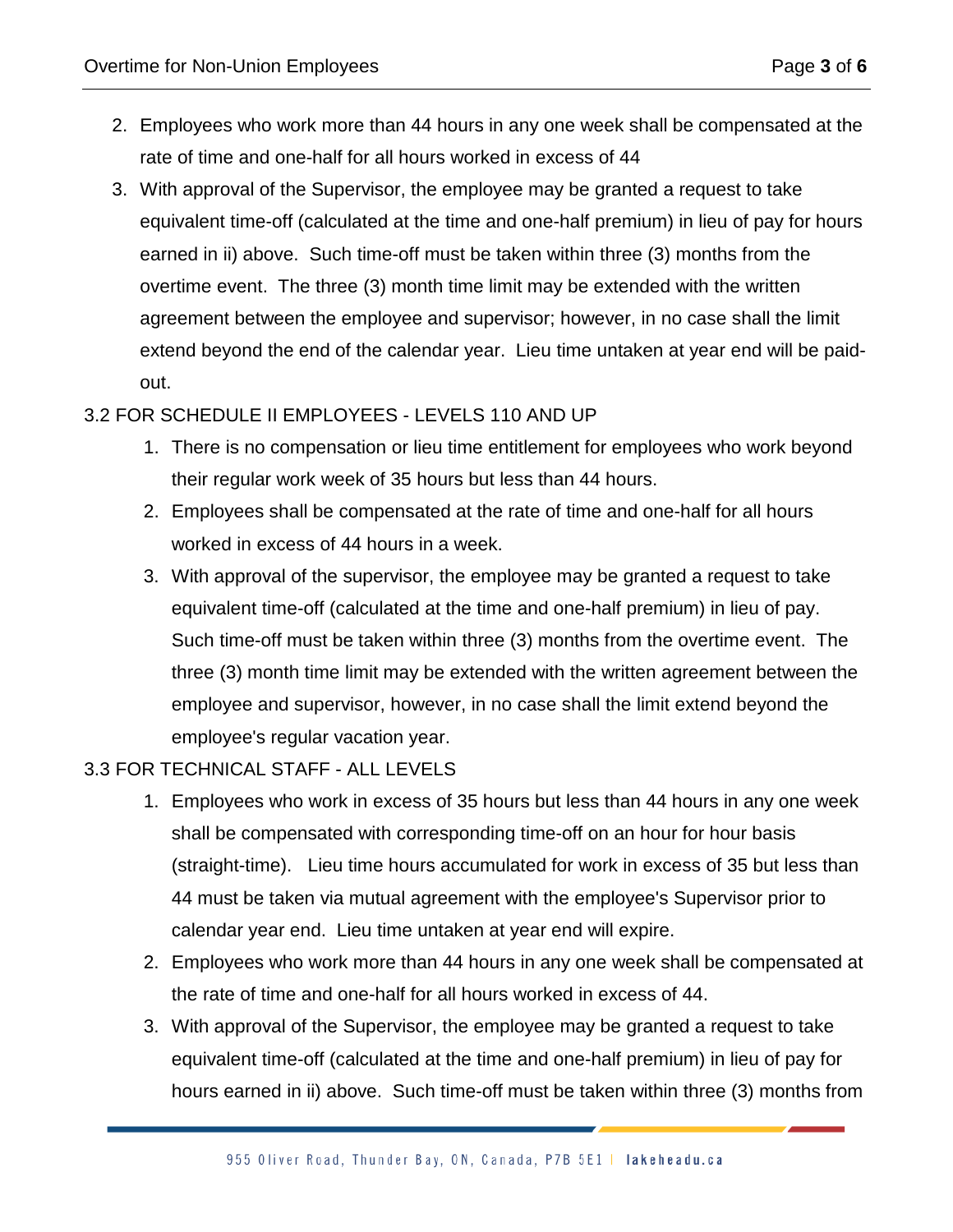2. Employees who work more than 44 hours in any one week shall be compensated at the rate of time and one-half for all hours worked in excess of 44
3. With approval of the Supervisor, the employee may be granted a request to take equivalent time-off (calculated at the time and one-half premium) in lieu of pay for hours earned in ii) above. Such time-off must be taken within three (3) months from the overtime event. The three (3) month time limit may be extended with the written agreement between the employee and supervisor; however, in no case shall the limit extend beyond the end of the calendar year. Lieu time untaken at year end will be paid-out.

3.2 FOR SCHEDULE II EMPLOYEES - LEVELS 110 AND UP

1. There is no compensation or lieu time entitlement for employees who work beyond their regular work week of 35 hours but less than 44 hours.
2. Employees shall be compensated at the rate of time and one-half for all hours worked in excess of 44 hours in a week.
3. With approval of the supervisor, the employee may be granted a request to take equivalent time-off (calculated at the time and one-half premium) in lieu of pay. Such time-off must be taken within three (3) months from the overtime event. The three (3) month time limit may be extended with the written agreement between the employee and supervisor, however, in no case shall the limit extend beyond the employee's regular vacation year.

3.3 FOR TECHNICAL STAFF - ALL LEVELS

1. Employees who work in excess of 35 hours but less than 44 hours in any one week shall be compensated with corresponding time-off on an hour for hour basis (straight-time). Lieu time hours accumulated for work in excess of 35 but less than 44 must be taken via mutual agreement with the employee's Supervisor prior to calendar year end. Lieu time untaken at year end will expire.
2. Employees who work more than 44 hours in any one week shall be compensated at the rate of time and one-half for all hours worked in excess of 44.
3. With approval of the Supervisor, the employee may be granted a request to take equivalent time-off (calculated at the time and one-half premium) in lieu of pay for hours earned in ii) above. Such time-off must be taken within three (3) months from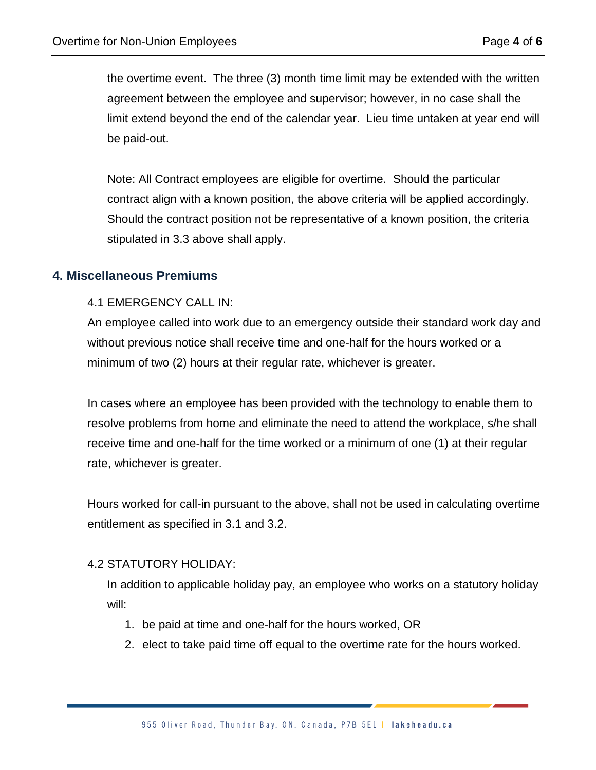the overtime event. The three (3) month time limit may be extended with the written agreement between the employee and supervisor; however, in no case shall the limit extend beyond the end of the calendar year. Lieu time untaken at year end will be paid-out.

Note: All Contract employees are eligible for overtime. Should the particular contract align with a known position, the above criteria will be applied accordingly. Should the contract position not be representative of a known position, the criteria stipulated in 3.3 above shall apply.

## 4. Miscellaneous Premiums

4.1 EMERGENCY CALL IN:

An employee called into work due to an emergency outside their standard work day and without previous notice shall receive time and one-half for the hours worked or a minimum of two (2) hours at their regular rate, whichever is greater.

In cases where an employee has been provided with the technology to enable them to resolve problems from home and eliminate the need to attend the workplace, s/he shall receive time and one-half for the time worked or a minimum of one (1) at their regular rate, whichever is greater.

Hours worked for call-in pursuant to the above, shall not be used in calculating overtime entitlement as specified in 3.1 and 3.2.

4.2 STATUTORY HOLIDAY:

In addition to applicable holiday pay, an employee who works on a statutory holiday will:

1. be paid at time and one-half for the hours worked, OR
2. elect to take paid time off equal to the overtime rate for the hours worked.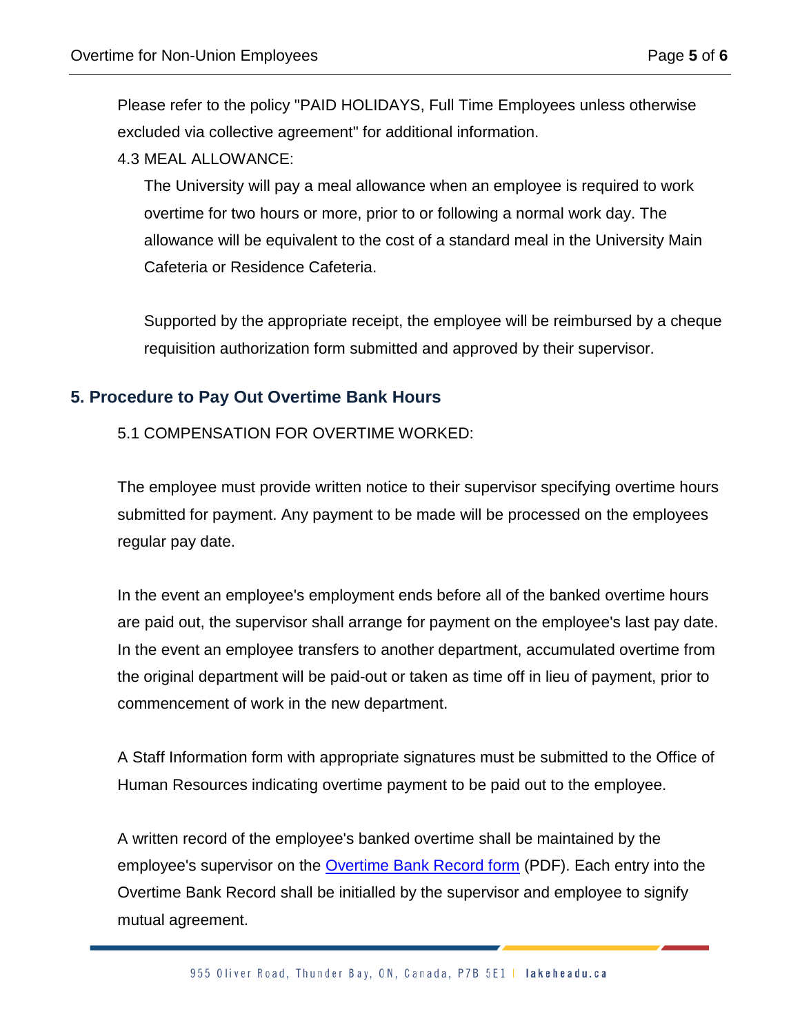Please refer to the policy "PAID HOLIDAYS, Full Time Employees unless otherwise excluded via collective agreement" for additional information.

4.3 MEAL ALLOWANCE:

The University will pay a meal allowance when an employee is required to work overtime for two hours or more, prior to or following a normal work day. The allowance will be equivalent to the cost of a standard meal in the University Main Cafeteria or Residence Cafeteria.

Supported by the appropriate receipt, the employee will be reimbursed by a cheque requisition authorization form submitted and approved by their supervisor.

## 5. Procedure to Pay Out Overtime Bank Hours

5.1 COMPENSATION FOR OVERTIME WORKED:

The employee must provide written notice to their supervisor specifying overtime hours submitted for payment. Any payment to be made will be processed on the employees regular pay date.

In the event an employee's employment ends before all of the banked overtime hours are paid out, the supervisor shall arrange for payment on the employee's last pay date. In the event an employee transfers to another department, accumulated overtime from the original department will be paid-out or taken as time off in lieu of payment, prior to commencement of work in the new department.

A Staff Information form with appropriate signatures must be submitted to the Office of Human Resources indicating overtime payment to be paid out to the employee.

A written record of the employee's banked overtime shall be maintained by the employee's supervisor on the Overtime Bank Record form (PDF). Each entry into the Overtime Bank Record shall be initialled by the supervisor and employee to signify mutual agreement.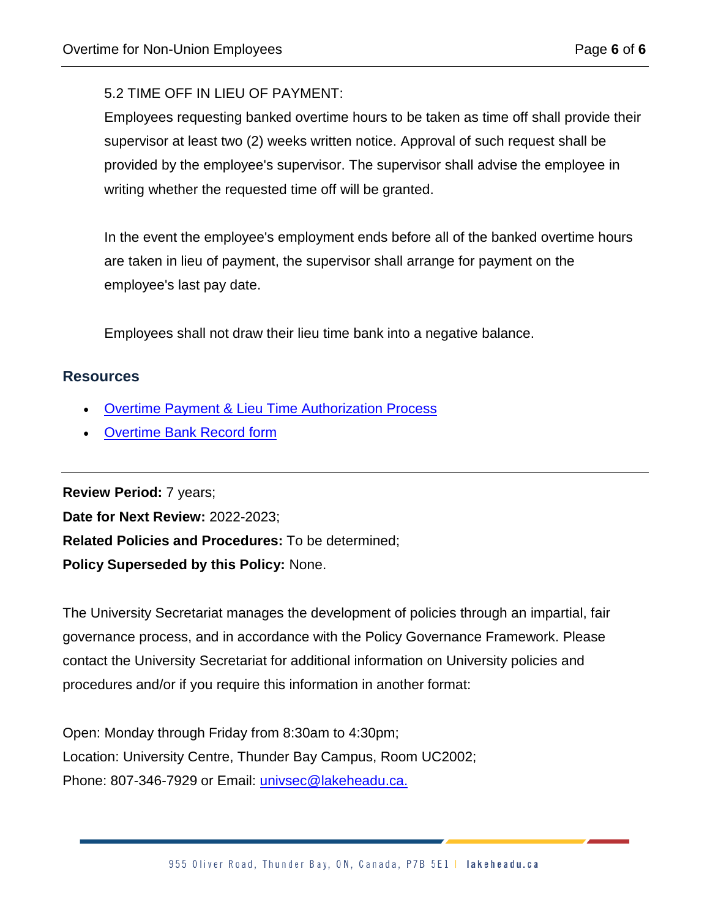5.2 TIME OFF IN LIEU OF PAYMENT:

Employees requesting banked overtime hours to be taken as time off shall provide their supervisor at least two (2) weeks written notice. Approval of such request shall be provided by the employee's supervisor. The supervisor shall advise the employee in writing whether the requested time off will be granted.

In the event the employee's employment ends before all of the banked overtime hours are taken in lieu of payment, the supervisor shall arrange for payment on the employee's last pay date.

Employees shall not draw their lieu time bank into a negative balance.

## Resources

- Overtime Payment & Lieu Time Authorization Process
- Overtime Bank Record form

---

**Review Period:** 7 years;

**Date for Next Review:** 2022-2023;

**Related Policies and Procedures:** To be determined;

**Policy Superseded by this Policy:** None.

The University Secretariat manages the development of policies through an impartial, fair governance process, and in accordance with the Policy Governance Framework. Please contact the University Secretariat for additional information on University policies and procedures and/or if you require this information in another format:

Open: Monday through Friday from 8:30am to 4:30pm;
Location: University Centre, Thunder Bay Campus, Room UC2002;
Phone: 807-346-7929 or Email: univsec@lakeheadu.ca.